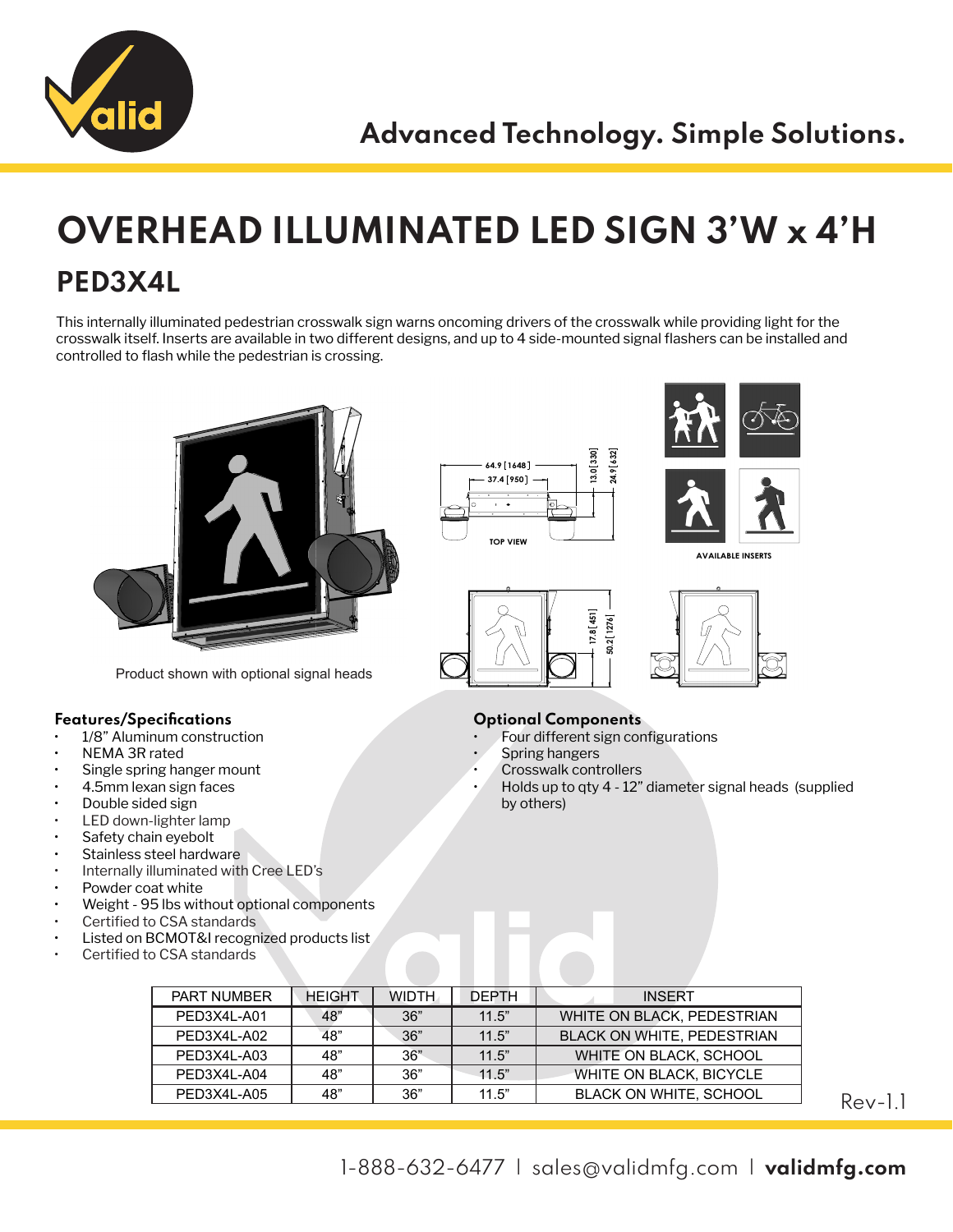Advanced Technology. Simple Solutions.

# OVERHEAD ILLUMINATED LED SIGN 3'W x 4'H

## PED3X4L

This internally illuminated pedestrian crosswalk sign warns oncoming drivers of the crosswalk while providing light for the crosswalk itself. Inserts are available in two different designs, and up to 4 side-mounted signal flashers can be installed and controlled to flash while the pedestrian is crossing.

Product shown with optional signal heads

TOP VIEW

64.9 [1648]

37.4 [950]

13.0 [330]

24.9 [632]

17.8 [451]

50.2 [1276]

AVAILABLE INSERTS

### Features/Specifications

- 1/8" Aluminum construction
- NEMA 3R rated
- Single spring hanger mount
- 4.5mm lexan sign faces
- Double sided sign
- LED down-lighter lamp
- Safety chain eyebolt
- Stainless steel hardware
- Internally illuminated with Cree LED's
- Powder coat white
- Weight - 95 lbs without optional components
- Certified to CSA standards
- Listed on BCMOT&I recognized products list
- Certified to CSA standards

### Optional Components

- Four different sign configurations
- Spring hangers
- Crosswalk controllers
- Holds up to qty 4 - 12" diameter signal heads (supplied by others)

| PART NUMBER | HEIGHT | WIDTH | DEPTH | INSERT |
|---|---|---|---|---|
| PED3X4L-A01 | 48" | 36" | 11.5" | WHITE ON BLACK, PEDESTRIAN |
| PED3X4L-A02 | 48" | 36" | 11.5" | BLACK ON WHITE, PEDESTRIAN |
| PED3X4L-A03 | 48" | 36" | 11.5" | WHITE ON BLACK, SCHOOL |
| PED3X4L-A04 | 48" | 36" | 11.5" | WHITE ON BLACK, BICYCLE |
| PED3X4L-A05 | 48" | 36" | 11.5" | BLACK ON WHITE, SCHOOL |

Rev-1.1

1-888-632-6477 | sales@validmfg.com | **validmfg.com**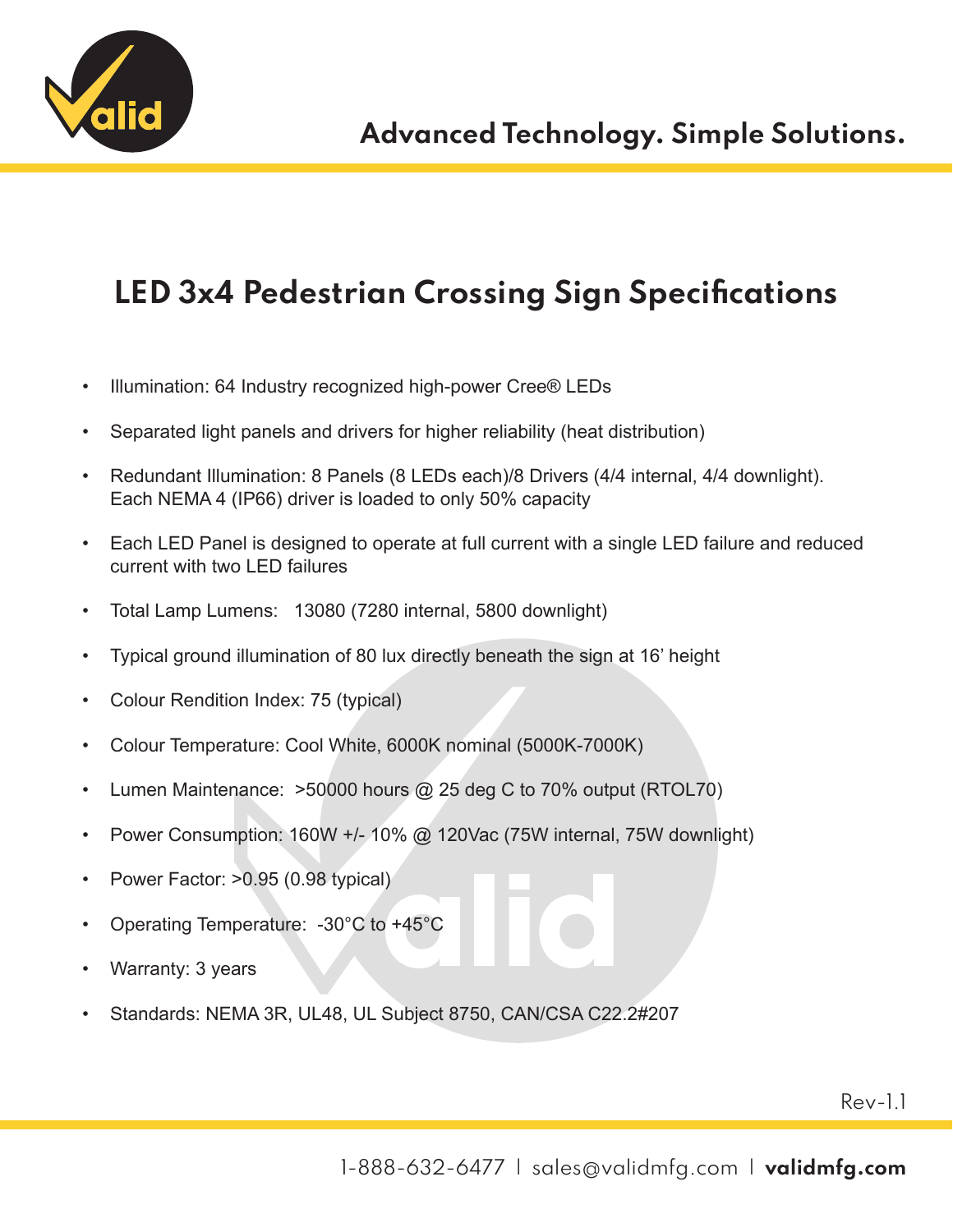Advanced Technology. Simple Solutions.

# LED 3x4 Pedestrian Crossing Sign Specifications

- Illumination: 64 Industry recognized high-power Cree® LEDs
- Separated light panels and drivers for higher reliability (heat distribution)
- Redundant Illumination: 8 Panels (8 LEDs each)/8 Drivers (4/4 internal, 4/4 downlight). Each NEMA 4 (IP66) driver is loaded to only 50% capacity
- Each LED Panel is designed to operate at full current with a single LED failure and reduced current with two LED failures
- Total Lamp Lumens: 13080 (7280 internal, 5800 downlight)
- Typical ground illumination of 80 lux directly beneath the sign at 16' height
- Colour Rendition Index: 75 (typical)
- Colour Temperature: Cool White, 6000K nominal (5000K-7000K)
- Lumen Maintenance: >50000 hours @ 25 deg C to 70% output (RTOL70)
- Power Consumption: 160W +/- 10% @ 120Vac (75W internal, 75W downlight)
- Power Factor: >0.95 (0.98 typical)
- Operating Temperature: -30°C to +45°C
- Warranty: 3 years
- Standards: NEMA 3R, UL48, UL Subject 8750, CAN/CSA C22.2#207

Rev-1.1

1-888-632-6477 | sales@validmfg.com | **validmfg.com**